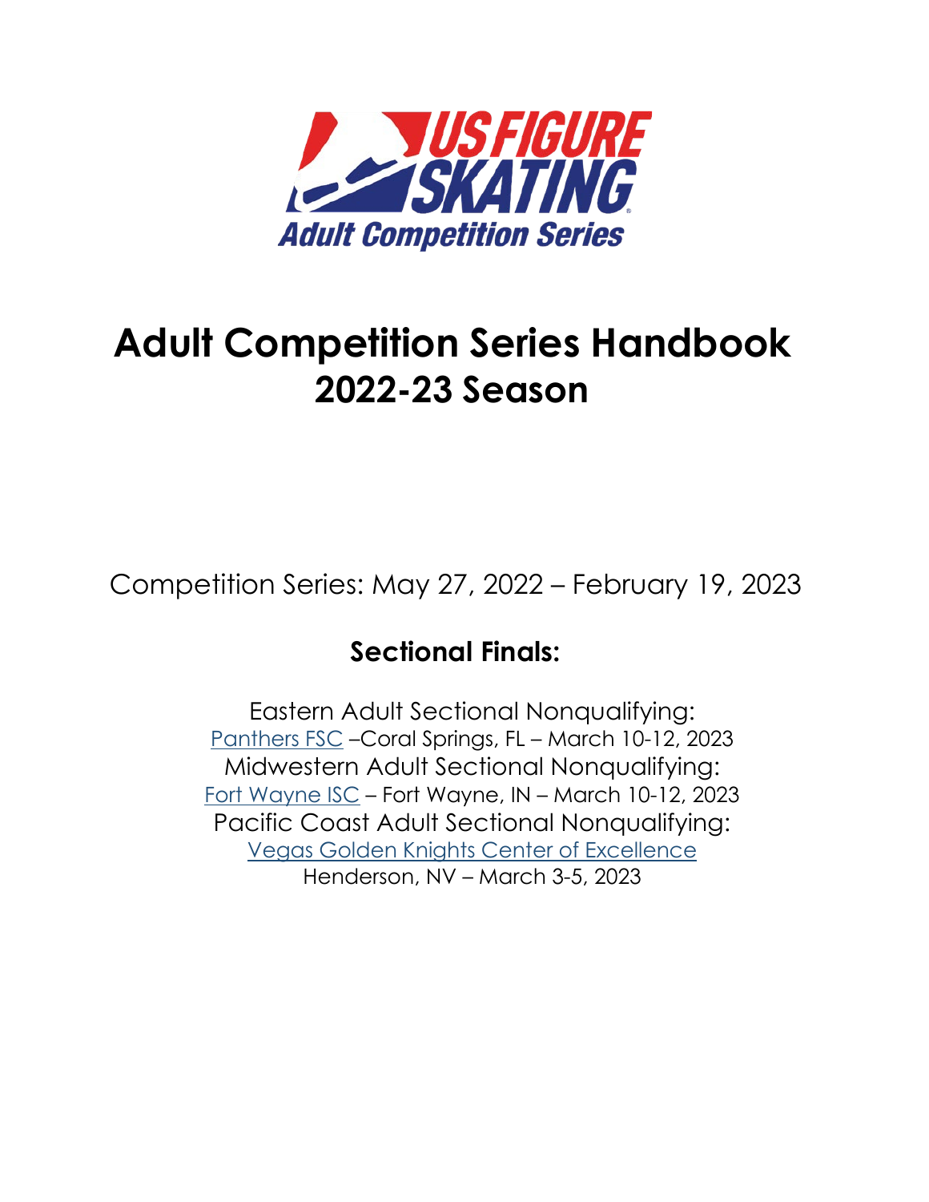US FIGURE SKATING

Adult Competition Series

# Adult Competition Series Handbook 2022-23 Season

Competition Series: May 27, 2022 – February 19, 2023

## Sectional Finals:

Eastern Adult Sectional Nonqualifying:
Panthers FSC –Coral Springs, FL – March 10-12, 2023

Midwestern Adult Sectional Nonqualifying:
Fort Wayne ISC – Fort Wayne, IN – March 10-12, 2023

Pacific Coast Adult Sectional Nonqualifying:
Vegas Golden Knights Center of Excellence
Henderson, NV – March 3-5, 2023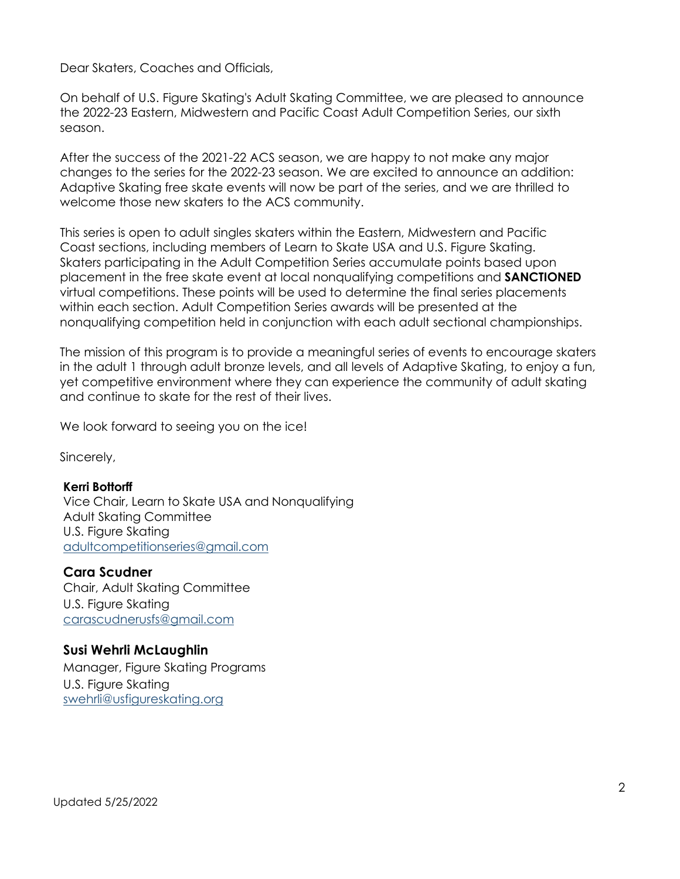Dear Skaters, Coaches and Officials,

On behalf of U.S. Figure Skating's Adult Skating Committee, we are pleased to announce the 2022-23 Eastern, Midwestern and Pacific Coast Adult Competition Series, our sixth season.

After the success of the 2021-22 ACS season, we are happy to not make any major changes to the series for the 2022-23 season. We are excited to announce an addition: Adaptive Skating free skate events will now be part of the series, and we are thrilled to welcome those new skaters to the ACS community.

This series is open to adult singles skaters within the Eastern, Midwestern and Pacific Coast sections, including members of Learn to Skate USA and U.S. Figure Skating. Skaters participating in the Adult Competition Series accumulate points based upon placement in the free skate event at local nonqualifying competitions and **SANCTIONED** virtual competitions. These points will be used to determine the final series placements within each section. Adult Competition Series awards will be presented at the nonqualifying competition held in conjunction with each adult sectional championships.

The mission of this program is to provide a meaningful series of events to encourage skaters in the adult 1 through adult bronze levels, and all levels of Adaptive Skating, to enjoy a fun, yet competitive environment where they can experience the community of adult skating and continue to skate for the rest of their lives.

We look forward to seeing you on the ice!

Sincerely,

**Kerri Bottorff**
Vice Chair, Learn to Skate USA and Nonqualifying
Adult Skating Committee
U.S. Figure Skating
adultcompetitionseries@gmail.com

**Cara Scudner**
Chair, Adult Skating Committee
U.S. Figure Skating
carascudnerusfs@gmail.com

**Susi Wehrli McLaughlin**
Manager, Figure Skating Programs
U.S. Figure Skating
swehrli@usfigureskating.org

Updated 5/25/2022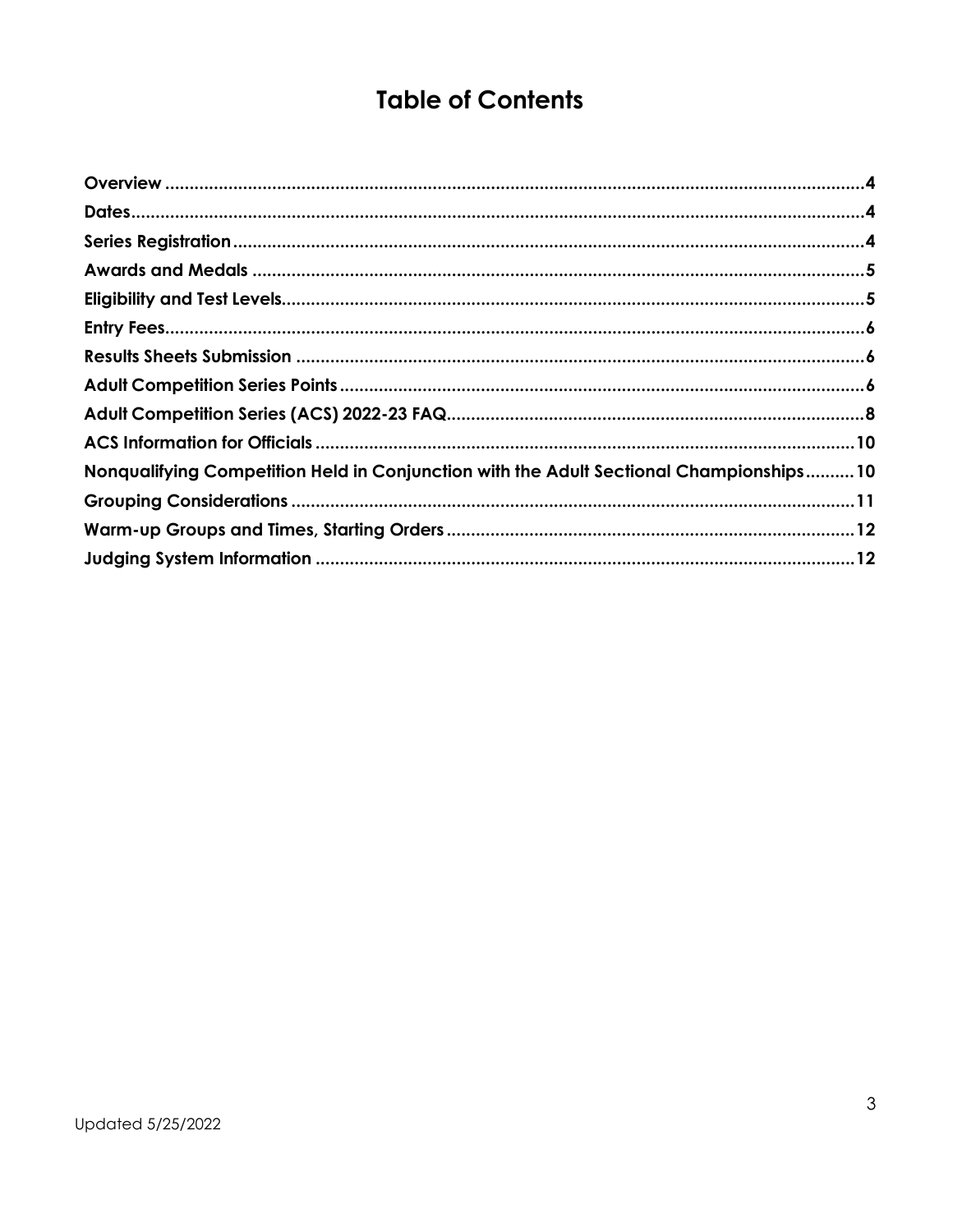# Table of Contents

Overview .......... 4
Dates .......... 4
Series Registration .......... 4
Awards and Medals .......... 5
Eligibility and Test Levels .......... 5
Entry Fees .......... 6
Results Sheets Submission .......... 6
Adult Competition Series Points .......... 6
Adult Competition Series (ACS) 2022-23 FAQ .......... 8
ACS Information for Officials .......... 10
Nonqualifying Competition Held in Conjunction with the Adult Sectional Championships .......... 10
Grouping Considerations .......... 11
Warm-up Groups and Times, Starting Orders .......... 12
Judging System Information .......... 12

Updated 5/25/2022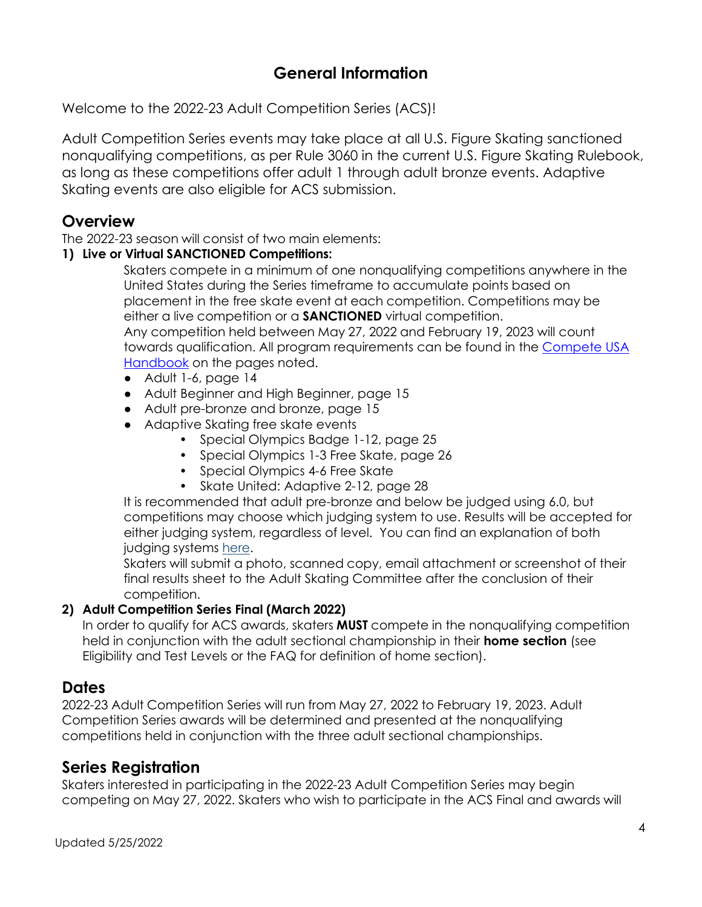# General Information

Welcome to the 2022-23 Adult Competition Series (ACS)!

Adult Competition Series events may take place at all U.S. Figure Skating sanctioned nonqualifying competitions, as per Rule 3060 in the current U.S. Figure Skating Rulebook, as long as these competitions offer adult 1 through adult bronze events. Adaptive Skating events are also eligible for ACS submission.

## Overview

The 2022-23 season will consist of two main elements:

1) **Live or Virtual SANCTIONED Competitions:**

   Skaters compete in a minimum of one nonqualifying competitions anywhere in the United States during the Series timeframe to accumulate points based on placement in the free skate event at each competition. Competitions may be either a live competition or a **SANCTIONED** virtual competition.

   Any competition held between May 27, 2022 and February 19, 2023 will count towards qualification. All program requirements can be found in the [Compete USA Handbook]() on the pages noted.

   - Adult 1-6, page 14
   - Adult Beginner and High Beginner, page 15
   - Adult pre-bronze and bronze, page 15
   - Adaptive Skating free skate events
     - Special Olympics Badge 1-12, page 25
     - Special Olympics 1-3 Free Skate, page 26
     - Special Olympics 4-6 Free Skate
     - Skate United: Adaptive 2-12, page 28

   It is recommended that adult pre-bronze and below be judged using 6.0, but competitions may choose which judging system to use. Results will be accepted for either judging system, regardless of level. You can find an explanation of both judging systems [here]().

   Skaters will submit a photo, scanned copy, email attachment or screenshot of their final results sheet to the Adult Skating Committee after the conclusion of their competition.

2) **Adult Competition Series Final (March 2022)**

   In order to qualify for ACS awards, skaters **MUST** compete in the nonqualifying competition held in conjunction with the adult sectional championship in their **home section** (see Eligibility and Test Levels or the FAQ for definition of home section).

## Dates

2022-23 Adult Competition Series will run from May 27, 2022 to February 19, 2023. Adult Competition Series awards will be determined and presented at the nonqualifying competitions held in conjunction with the three adult sectional championships.

## Series Registration

Skaters interested in participating in the 2022-23 Adult Competition Series may begin competing on May 27, 2022. Skaters who wish to participate in the ACS Final and awards will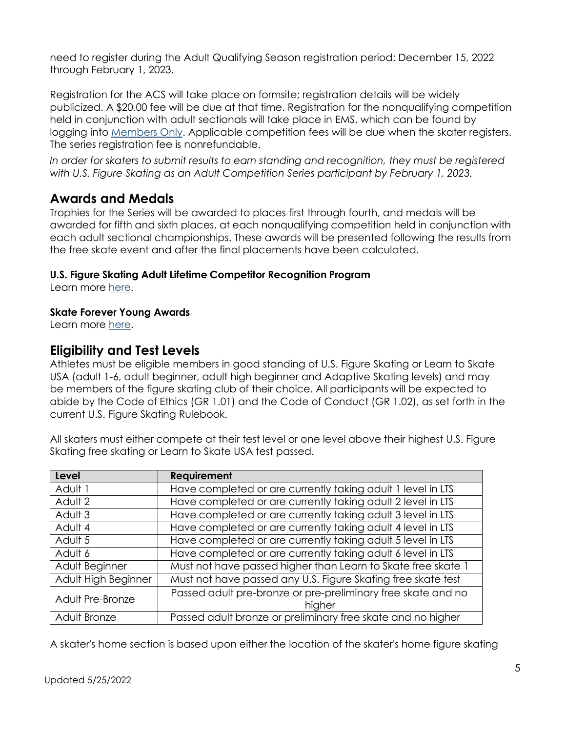need to register during the Adult Qualifying Season registration period: December 15, 2022 through February 1, 2023.

Registration for the ACS will take place on formsite; registration details will be widely publicized. A $20.00 fee will be due at that time. Registration for the nonqualifying competition held in conjunction with adult sectionals will take place in EMS, which can be found by logging into Members Only. Applicable competition fees will be due when the skater registers. The series registration fee is nonrefundable.

*In order for skaters to submit results to earn standing and recognition, they must be registered with U.S. Figure Skating as an Adult Competition Series participant by February 1, 2023.*

## Awards and Medals

Trophies for the Series will be awarded to places first through fourth, and medals will be awarded for fifth and sixth places, at each nonqualifying competition held in conjunction with each adult sectional championships. These awards will be presented following the results from the free skate event and after the final placements have been calculated.

**U.S. Figure Skating Adult Lifetime Competitor Recognition Program**

Learn more here.

**Skate Forever Young Awards**

Learn more here.

## Eligibility and Test Levels

Athletes must be eligible members in good standing of U.S. Figure Skating or Learn to Skate USA (adult 1-6, adult beginner, adult high beginner and Adaptive Skating levels) and may be members of the figure skating club of their choice. All participants will be expected to abide by the Code of Ethics (GR 1.01) and the Code of Conduct (GR 1.02), as set forth in the current U.S. Figure Skating Rulebook.

All skaters must either compete at their test level or one level above their highest U.S. Figure Skating free skating or Learn to Skate USA test passed.

| Level | Requirement |
|---|---|
| Adult 1 | Have completed or are currently taking adult 1 level in LTS |
| Adult 2 | Have completed or are currently taking adult 2 level in LTS |
| Adult 3 | Have completed or are currently taking adult 3 level in LTS |
| Adult 4 | Have completed or are currently taking adult 4 level in LTS |
| Adult 5 | Have completed or are currently taking adult 5 level in LTS |
| Adult 6 | Have completed or are currently taking adult 6 level in LTS |
| Adult Beginner | Must not have passed higher than Learn to Skate free skate 1 |
| Adult High Beginner | Must not have passed any U.S. Figure Skating free skate test |
| Adult Pre-Bronze | Passed adult pre-bronze or pre-preliminary free skate and no higher |
| Adult Bronze | Passed adult bronze or preliminary free skate and no higher |

A skater's home section is based upon either the location of the skater's home figure skating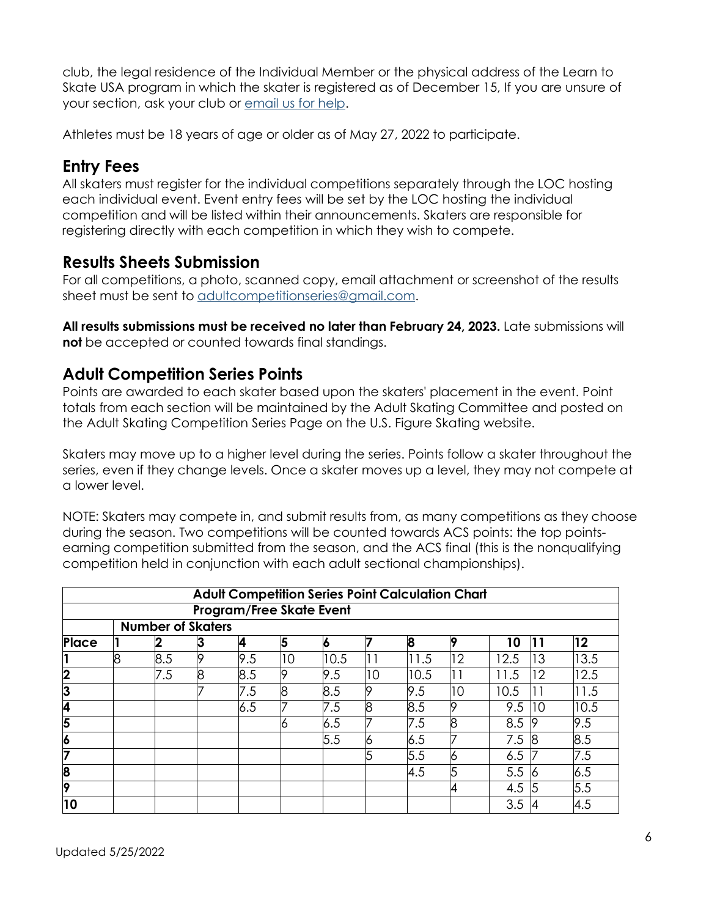club, the legal residence of the Individual Member or the physical address of the Learn to Skate USA program in which the skater is registered as of December 15, If you are unsure of your section, ask your club or [email us for help](email us for help).

Athletes must be 18 years of age or older as of May 27, 2022 to participate.

## Entry Fees

All skaters must register for the individual competitions separately through the LOC hosting each individual event. Event entry fees will be set by the LOC hosting the individual competition and will be listed within their announcements. Skaters are responsible for registering directly with each competition in which they wish to compete.

## Results Sheets Submission

For all competitions, a photo, scanned copy, email attachment or screenshot of the results sheet must be sent to adultcompetitionseries@gmail.com.

**All results submissions must be received no later than February 24, 2023.** Late submissions will **not** be accepted or counted towards final standings.

## Adult Competition Series Points

Points are awarded to each skater based upon the skaters' placement in the event. Point totals from each section will be maintained by the Adult Skating Committee and posted on the Adult Skating Competition Series Page on the U.S. Figure Skating website.

Skaters may move up to a higher level during the series. Points follow a skater throughout the series, even if they change levels. Once a skater moves up a level, they may not compete at a lower level.

NOTE: Skaters may compete in, and submit results from, as many competitions as they choose during the season. Two competitions will be counted towards ACS points: the top points-earning competition submitted from the season, and the ACS final (this is the nonqualifying competition held in conjunction with each adult sectional championships).

| **Adult Competition Series Point Calculation Chart** | | | | | | | | | | | | |
|---|---|---|---|---|---|---|---|---|---|---|---|---|
| **Program/Free Skate Event** | | | | | | | | | | | | |
| | **Number of Skaters** | | | | | | | | | | | |
| **Place** | **1** | **2** | **3** | **4** | **5** | **6** | **7** | **8** | **9** | **10** | **11** | **12** |
| **1** | 8 | 8.5 | 9 | 9.5 | 10 | 10.5 | 11 | 11.5 | 12 | 12.5 | 13 | 13.5 |
| **2** | | 7.5 | 8 | 8.5 | 9 | 9.5 | 10 | 10.5 | 11 | 11.5 | 12 | 12.5 |
| **3** | | | 7 | 7.5 | 8 | 8.5 | 9 | 9.5 | 10 | 10.5 | 11 | 11.5 |
| **4** | | | | 6.5 | 7 | 7.5 | 8 | 8.5 | 9 | 9.5 | 10 | 10.5 |
| **5** | | | | | 6 | 6.5 | 7 | 7.5 | 8 | 8.5 | 9 | 9.5 |
| **6** | | | | | | 5.5 | 6 | 6.5 | 7 | 7.5 | 8 | 8.5 |
| **7** | | | | | | | 5 | 5.5 | 6 | 6.5 | 7 | 7.5 |
| **8** | | | | | | | | 4.5 | 5 | 5.5 | 6 | 6.5 |
| **9** | | | | | | | | | 4 | 4.5 | 5 | 5.5 |
| **10** | | | | | | | | | | 3.5 | 4 | 4.5 |

Updated 5/25/2022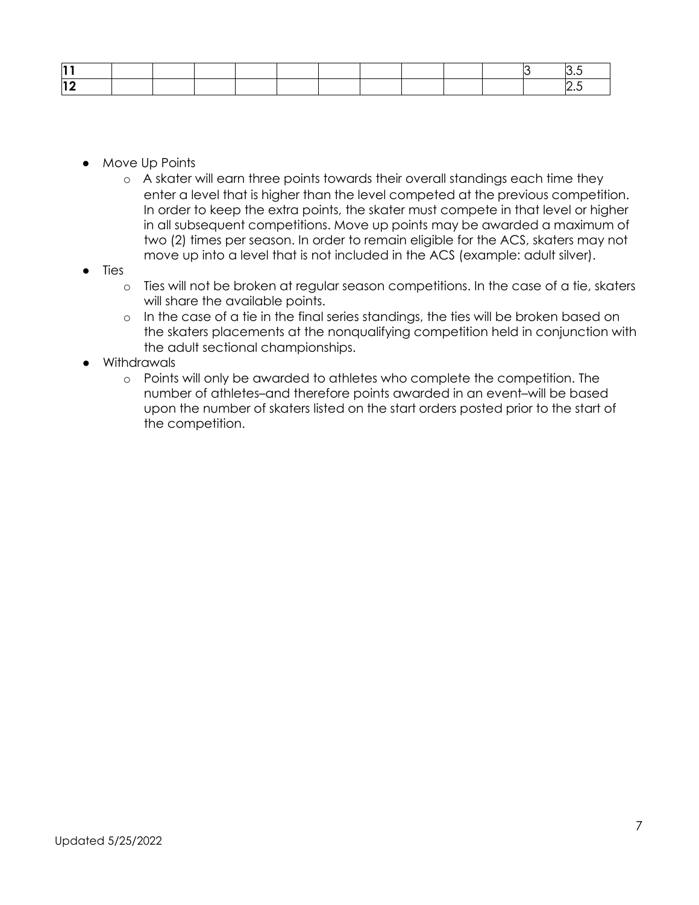| | | | | | | | | | | | | |
|---|---|---|---|---|---|---|---|---|---|---|---|---|
| **11** | | | | | | | | | | | 3 | 3.5 |
| **12** | | | | | | | | | | | | 2.5 |

- Move Up Points
  - A skater will earn three points towards their overall standings each time they enter a level that is higher than the level competed at the previous competition. In order to keep the extra points, the skater must compete in that level or higher in all subsequent competitions. Move up points may be awarded a maximum of two (2) times per season. In order to remain eligible for the ACS, skaters may not move up into a level that is not included in the ACS (example: adult silver).
- Ties
  - Ties will not be broken at regular season competitions. In the case of a tie, skaters will share the available points.
  - In the case of a tie in the final series standings, the ties will be broken based on the skaters placements at the nonqualifying competition held in conjunction with the adult sectional championships.
- Withdrawals
  - Points will only be awarded to athletes who complete the competition. The number of athletes–and therefore points awarded in an event–will be based upon the number of skaters listed on the start orders posted prior to the start of the competition.

Updated 5/25/2022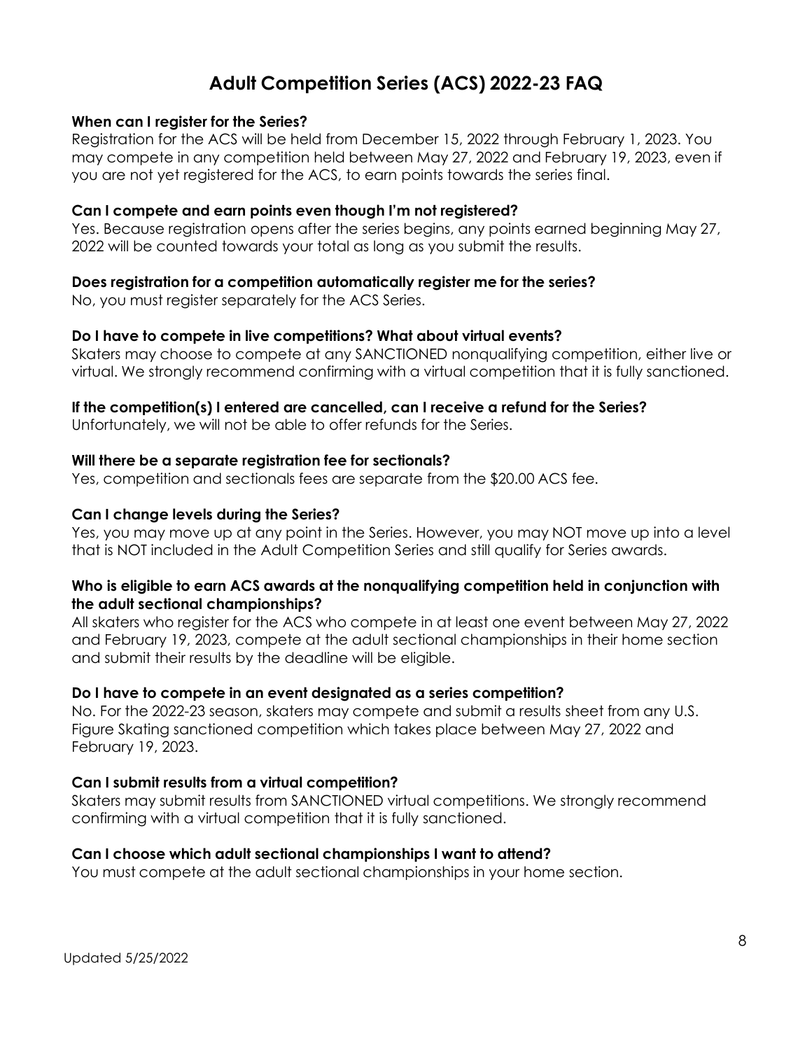# Adult Competition Series (ACS) 2022-23 FAQ

**When can I register for the Series?**

Registration for the ACS will be held from December 15, 2022 through February 1, 2023. You may compete in any competition held between May 27, 2022 and February 19, 2023, even if you are not yet registered for the ACS, to earn points towards the series final.

**Can I compete and earn points even though I'm not registered?**

Yes. Because registration opens after the series begins, any points earned beginning May 27, 2022 will be counted towards your total as long as you submit the results.

**Does registration for a competition automatically register me for the series?**

No, you must register separately for the ACS Series.

**Do I have to compete in live competitions? What about virtual events?**

Skaters may choose to compete at any SANCTIONED nonqualifying competition, either live or virtual. We strongly recommend confirming with a virtual competition that it is fully sanctioned.

**If the competition(s) I entered are cancelled, can I receive a refund for the Series?**

Unfortunately, we will not be able to offer refunds for the Series.

**Will there be a separate registration fee for sectionals?**

Yes, competition and sectionals fees are separate from the $20.00 ACS fee.

**Can I change levels during the Series?**

Yes, you may move up at any point in the Series. However, you may NOT move up into a level that is NOT included in the Adult Competition Series and still qualify for Series awards.

**Who is eligible to earn ACS awards at the nonqualifying competition held in conjunction with the adult sectional championships?**

All skaters who register for the ACS who compete in at least one event between May 27, 2022 and February 19, 2023, compete at the adult sectional championships in their home section and submit their results by the deadline will be eligible.

**Do I have to compete in an event designated as a series competition?**

No. For the 2022-23 season, skaters may compete and submit a results sheet from any U.S. Figure Skating sanctioned competition which takes place between May 27, 2022 and February 19, 2023.

**Can I submit results from a virtual competition?**

Skaters may submit results from SANCTIONED virtual competitions. We strongly recommend confirming with a virtual competition that it is fully sanctioned.

**Can I choose which adult sectional championships I want to attend?**

You must compete at the adult sectional championships in your home section.

Updated 5/25/2022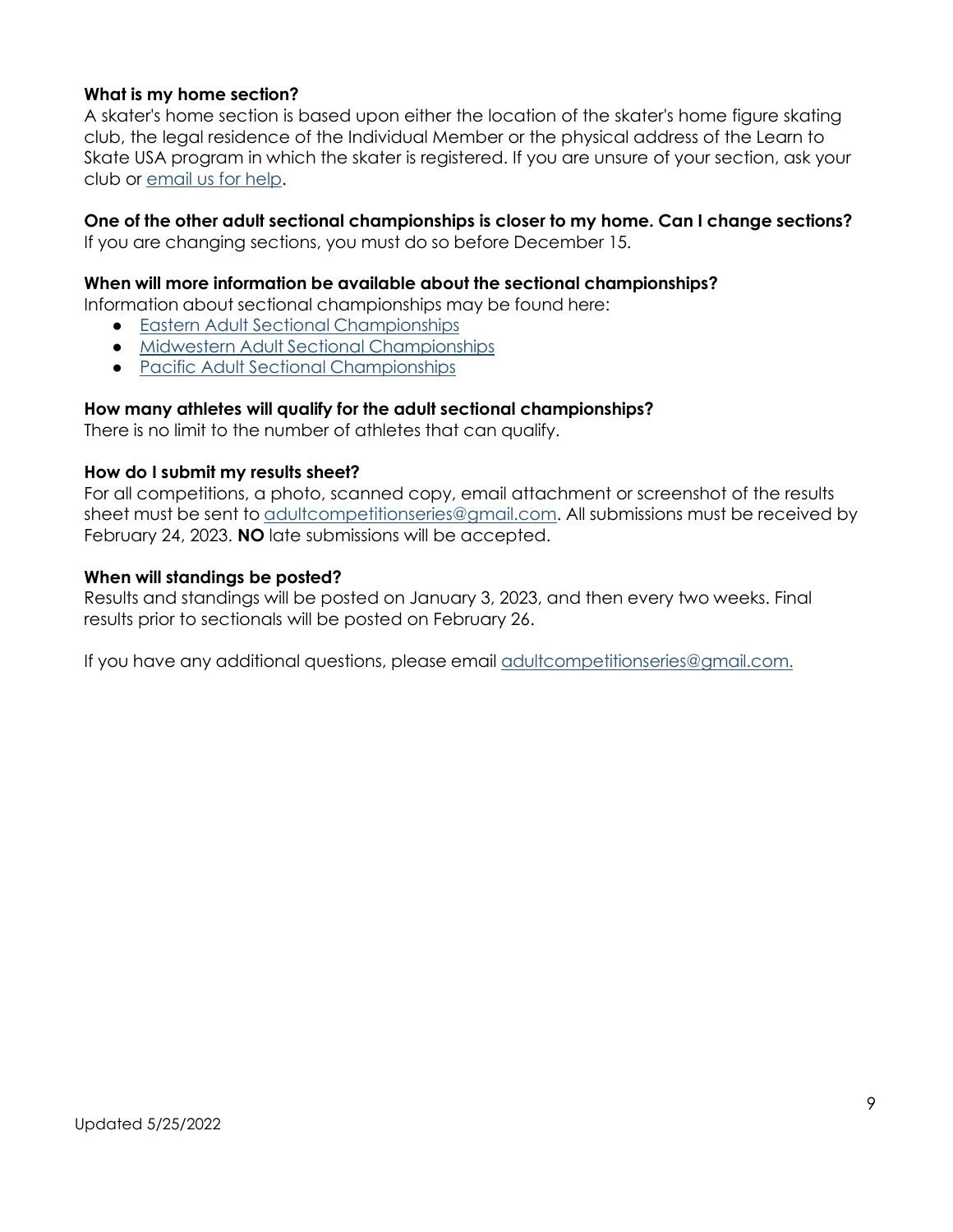**What is my home section?**
A skater's home section is based upon either the location of the skater's home figure skating club, the legal residence of the Individual Member or the physical address of the Learn to Skate USA program in which the skater is registered. If you are unsure of your section, ask your club or email us for help.

**One of the other adult sectional championships is closer to my home. Can I change sections?**
If you are changing sections, you must do so before December 15.

**When will more information be available about the sectional championships?**
Information about sectional championships may be found here:

- Eastern Adult Sectional Championships
- Midwestern Adult Sectional Championships
- Pacific Adult Sectional Championships

**How many athletes will qualify for the adult sectional championships?**
There is no limit to the number of athletes that can qualify.

**How do I submit my results sheet?**
For all competitions, a photo, scanned copy, email attachment or screenshot of the results sheet must be sent to adultcompetitionseries@gmail.com. All submissions must be received by February 24, 2023. **NO** late submissions will be accepted.

**When will standings be posted?**
Results and standings will be posted on January 3, 2023, and then every two weeks. Final results prior to sectionals will be posted on February 26.

If you have any additional questions, please email adultcompetitionseries@gmail.com.

Updated 5/25/2022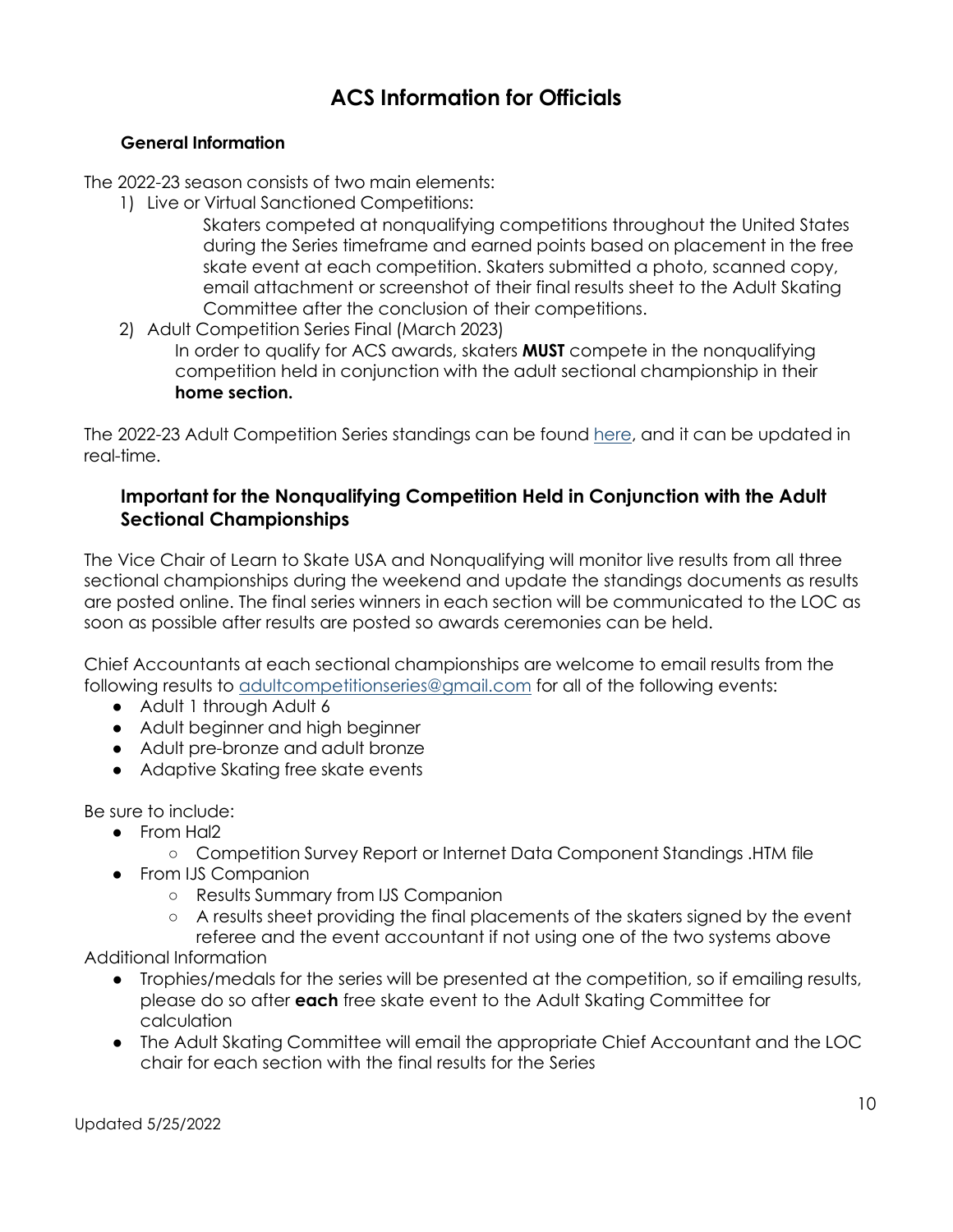# ACS Information for Officials

### General Information

The 2022-23 season consists of two main elements:

1) Live or Virtual Sanctioned Competitions:

   Skaters competed at nonqualifying competitions throughout the United States during the Series timeframe and earned points based on placement in the free skate event at each competition. Skaters submitted a photo, scanned copy, email attachment or screenshot of their final results sheet to the Adult Skating Committee after the conclusion of their competitions.

2) Adult Competition Series Final (March 2023)

   In order to qualify for ACS awards, skaters **MUST** compete in the nonqualifying competition held in conjunction with the adult sectional championship in their **home section.**

The 2022-23 Adult Competition Series standings can be found here, and it can be updated in real-time.

### Important for the Nonqualifying Competition Held in Conjunction with the Adult Sectional Championships

The Vice Chair of Learn to Skate USA and Nonqualifying will monitor live results from all three sectional championships during the weekend and update the standings documents as results are posted online. The final series winners in each section will be communicated to the LOC as soon as possible after results are posted so awards ceremonies can be held.

Chief Accountants at each sectional championships are welcome to email results from the following results to adultcompetitionseries@gmail.com for all of the following events:

- Adult 1 through Adult 6
- Adult beginner and high beginner
- Adult pre-bronze and adult bronze
- Adaptive Skating free skate events

Be sure to include:

- From Hal2
  - Competition Survey Report or Internet Data Component Standings .HTM file
- From IJS Companion
  - Results Summary from IJS Companion
  - A results sheet providing the final placements of the skaters signed by the event referee and the event accountant if not using one of the two systems above

Additional Information

- Trophies/medals for the series will be presented at the competition, so if emailing results, please do so after **each** free skate event to the Adult Skating Committee for calculation
- The Adult Skating Committee will email the appropriate Chief Accountant and the LOC chair for each section with the final results for the Series

Updated 5/25/2022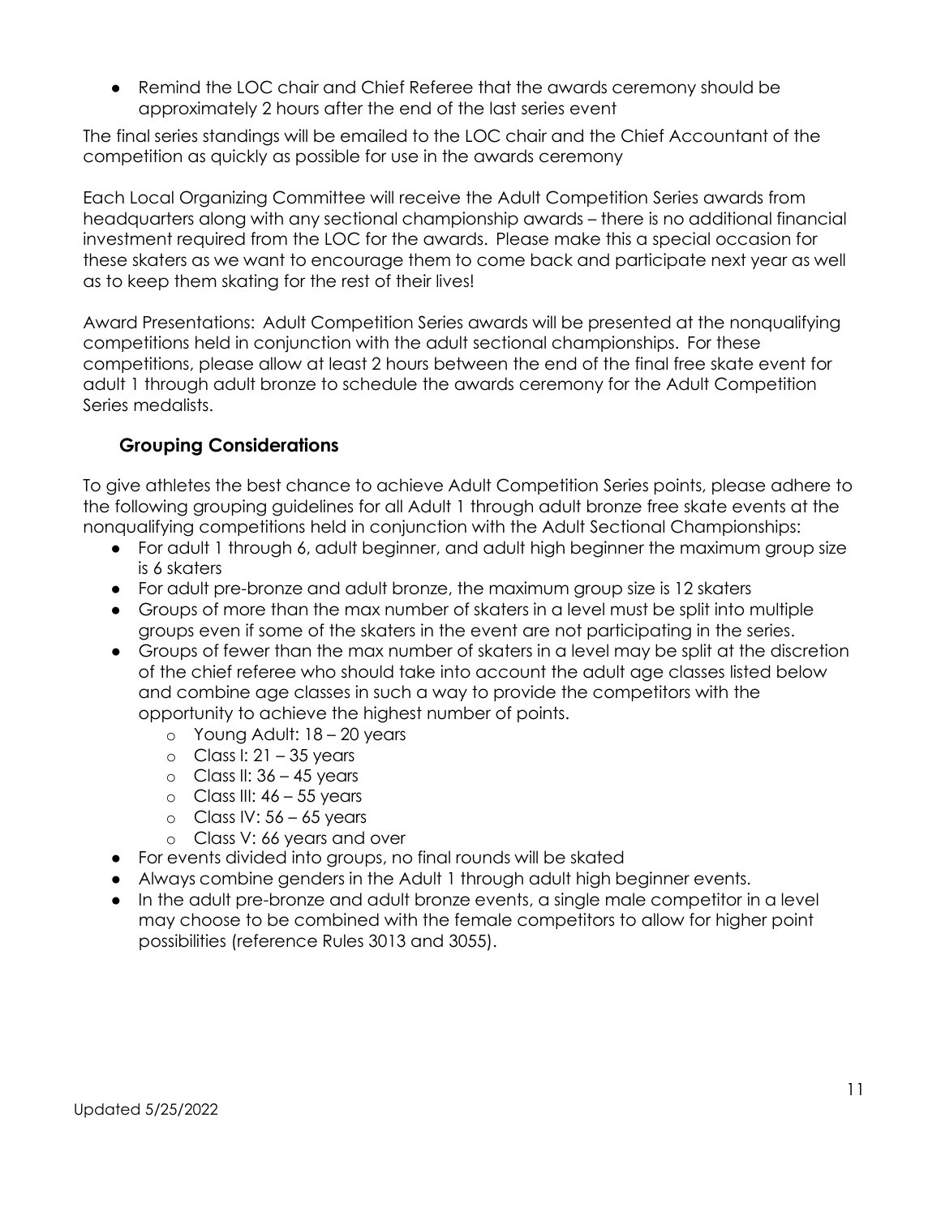- Remind the LOC chair and Chief Referee that the awards ceremony should be approximately 2 hours after the end of the last series event

The final series standings will be emailed to the LOC chair and the Chief Accountant of the competition as quickly as possible for use in the awards ceremony

Each Local Organizing Committee will receive the Adult Competition Series awards from headquarters along with any sectional championship awards – there is no additional financial investment required from the LOC for the awards. Please make this a special occasion for these skaters as we want to encourage them to come back and participate next year as well as to keep them skating for the rest of their lives!

Award Presentations: Adult Competition Series awards will be presented at the nonqualifying competitions held in conjunction with the adult sectional championships. For these competitions, please allow at least 2 hours between the end of the final free skate event for adult 1 through adult bronze to schedule the awards ceremony for the Adult Competition Series medalists.

### Grouping Considerations

To give athletes the best chance to achieve Adult Competition Series points, please adhere to the following grouping guidelines for all Adult 1 through adult bronze free skate events at the nonqualifying competitions held in conjunction with the Adult Sectional Championships:

- For adult 1 through 6, adult beginner, and adult high beginner the maximum group size is 6 skaters
- For adult pre-bronze and adult bronze, the maximum group size is 12 skaters
- Groups of more than the max number of skaters in a level must be split into multiple groups even if some of the skaters in the event are not participating in the series.
- Groups of fewer than the max number of skaters in a level may be split at the discretion of the chief referee who should take into account the adult age classes listed below and combine age classes in such a way to provide the competitors with the opportunity to achieve the highest number of points.
    - Young Adult: 18 – 20 years
    - Class I: 21 – 35 years
    - Class II: 36 – 45 years
    - Class III: 46 – 55 years
    - Class IV: 56 – 65 years
    - Class V: 66 years and over
- For events divided into groups, no final rounds will be skated
- Always combine genders in the Adult 1 through adult high beginner events.
- In the adult pre-bronze and adult bronze events, a single male competitor in a level may choose to be combined with the female competitors to allow for higher point possibilities (reference Rules 3013 and 3055).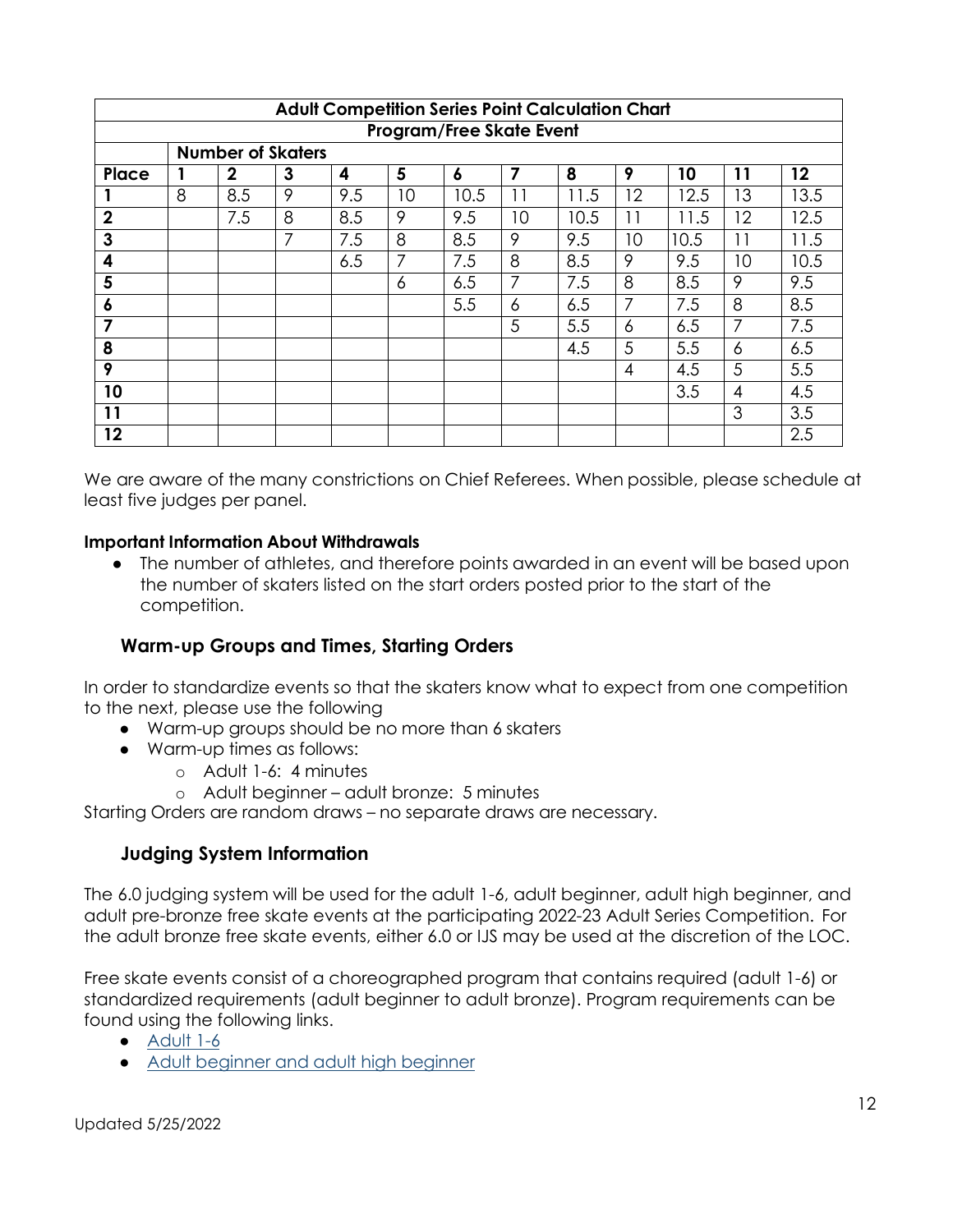| Adult Competition Series Point Calculation Chart | | | | | | | | | | | | |
|---|---|---|---|---|---|---|---|---|---|---|---|---|
| Program/Free Skate Event | | | | | | | | | | | | |
| | Number of Skaters | | | | | | | | | | | |
| **Place** | **1** | **2** | **3** | **4** | **5** | **6** | **7** | **8** | **9** | **10** | **11** | **12** |
| **1** | 8 | 8.5 | 9 | 9.5 | 10 | 10.5 | 11 | 11.5 | 12 | 12.5 | 13 | 13.5 |
| **2** | | 7.5 | 8 | 8.5 | 9 | 9.5 | 10 | 10.5 | 11 | 11.5 | 12 | 12.5 |
| **3** | | | 7 | 7.5 | 8 | 8.5 | 9 | 9.5 | 10 | 10.5 | 11 | 11.5 |
| **4** | | | | 6.5 | 7 | 7.5 | 8 | 8.5 | 9 | 9.5 | 10 | 10.5 |
| **5** | | | | | 6 | 6.5 | 7 | 7.5 | 8 | 8.5 | 9 | 9.5 |
| **6** | | | | | | 5.5 | 6 | 6.5 | 7 | 7.5 | 8 | 8.5 |
| **7** | | | | | | | 5 | 5.5 | 6 | 6.5 | 7 | 7.5 |
| **8** | | | | | | | | 4.5 | 5 | 5.5 | 6 | 6.5 |
| **9** | | | | | | | | | 4 | 4.5 | 5 | 5.5 |
| **10** | | | | | | | | | | 3.5 | 4 | 4.5 |
| **11** | | | | | | | | | | | 3 | 3.5 |
| **12** | | | | | | | | | | | | 2.5 |

We are aware of the many constrictions on Chief Referees. When possible, please schedule at least five judges per panel.

**Important Information About Withdrawals**

- The number of athletes, and therefore points awarded in an event will be based upon the number of skaters listed on the start orders posted prior to the start of the competition.

## Warm-up Groups and Times, Starting Orders

In order to standardize events so that the skaters know what to expect from one competition to the next, please use the following

- Warm-up groups should be no more than 6 skaters
- Warm-up times as follows:
  - Adult 1-6: 4 minutes
  - Adult beginner – adult bronze: 5 minutes

Starting Orders are random draws – no separate draws are necessary.

## Judging System Information

The 6.0 judging system will be used for the adult 1-6, adult beginner, adult high beginner, and adult pre-bronze free skate events at the participating 2022-23 Adult Series Competition. For the adult bronze free skate events, either 6.0 or IJS may be used at the discretion of the LOC.

Free skate events consist of a choreographed program that contains required (adult 1-6) or standardized requirements (adult beginner to adult bronze). Program requirements can be found using the following links.

- Adult 1-6
- Adult beginner and adult high beginner

Updated 5/25/2022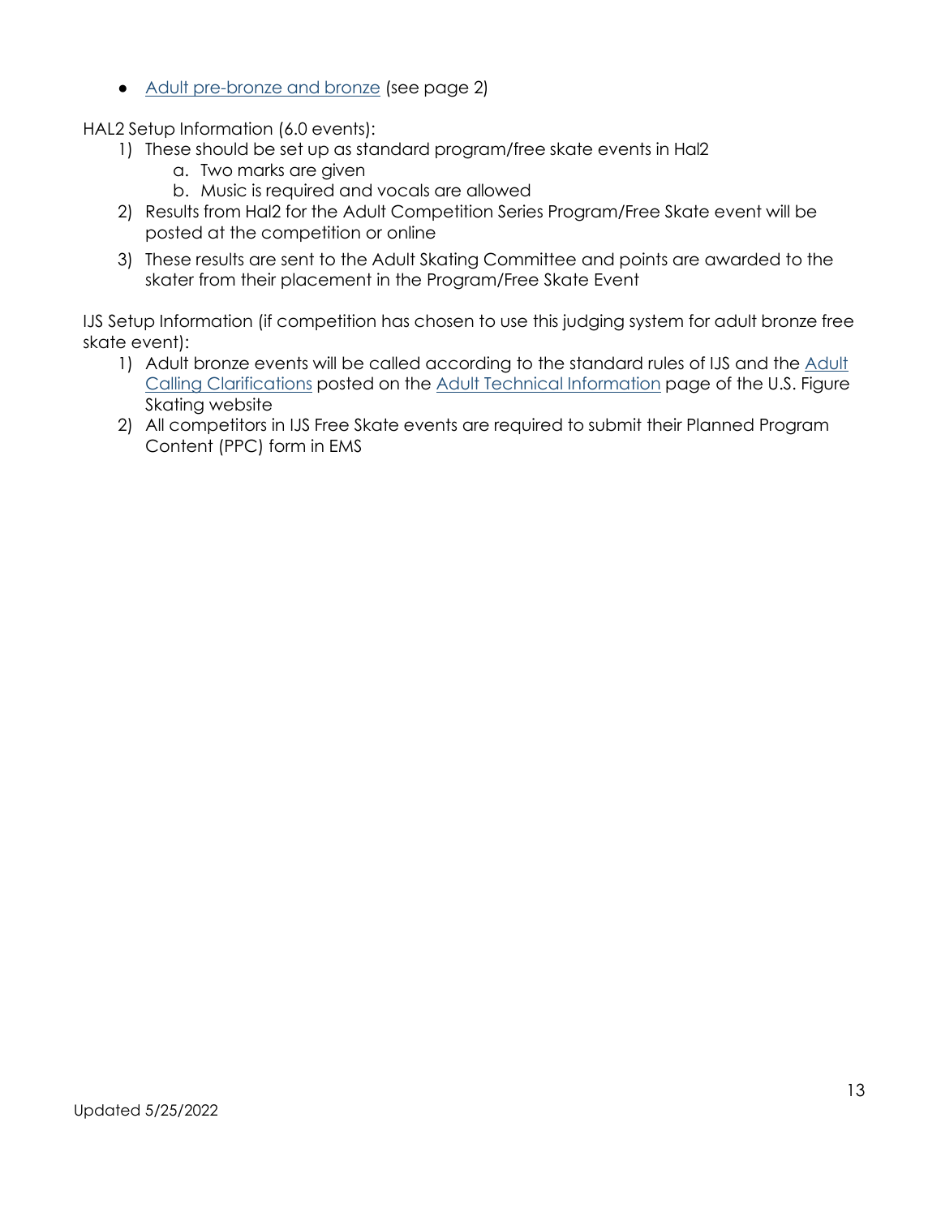- Adult pre-bronze and bronze (see page 2)

HAL2 Setup Information (6.0 events):

1) These should be set up as standard program/free skate events in Hal2
   a. Two marks are given
   b. Music is required and vocals are allowed
2) Results from Hal2 for the Adult Competition Series Program/Free Skate event will be posted at the competition or online
3) These results are sent to the Adult Skating Committee and points are awarded to the skater from their placement in the Program/Free Skate Event

IJS Setup Information (if competition has chosen to use this judging system for adult bronze free skate event):

1) Adult bronze events will be called according to the standard rules of IJS and the Adult Calling Clarifications posted on the Adult Technical Information page of the U.S. Figure Skating website
2) All competitors in IJS Free Skate events are required to submit their Planned Program Content (PPC) form in EMS

Updated 5/25/2022